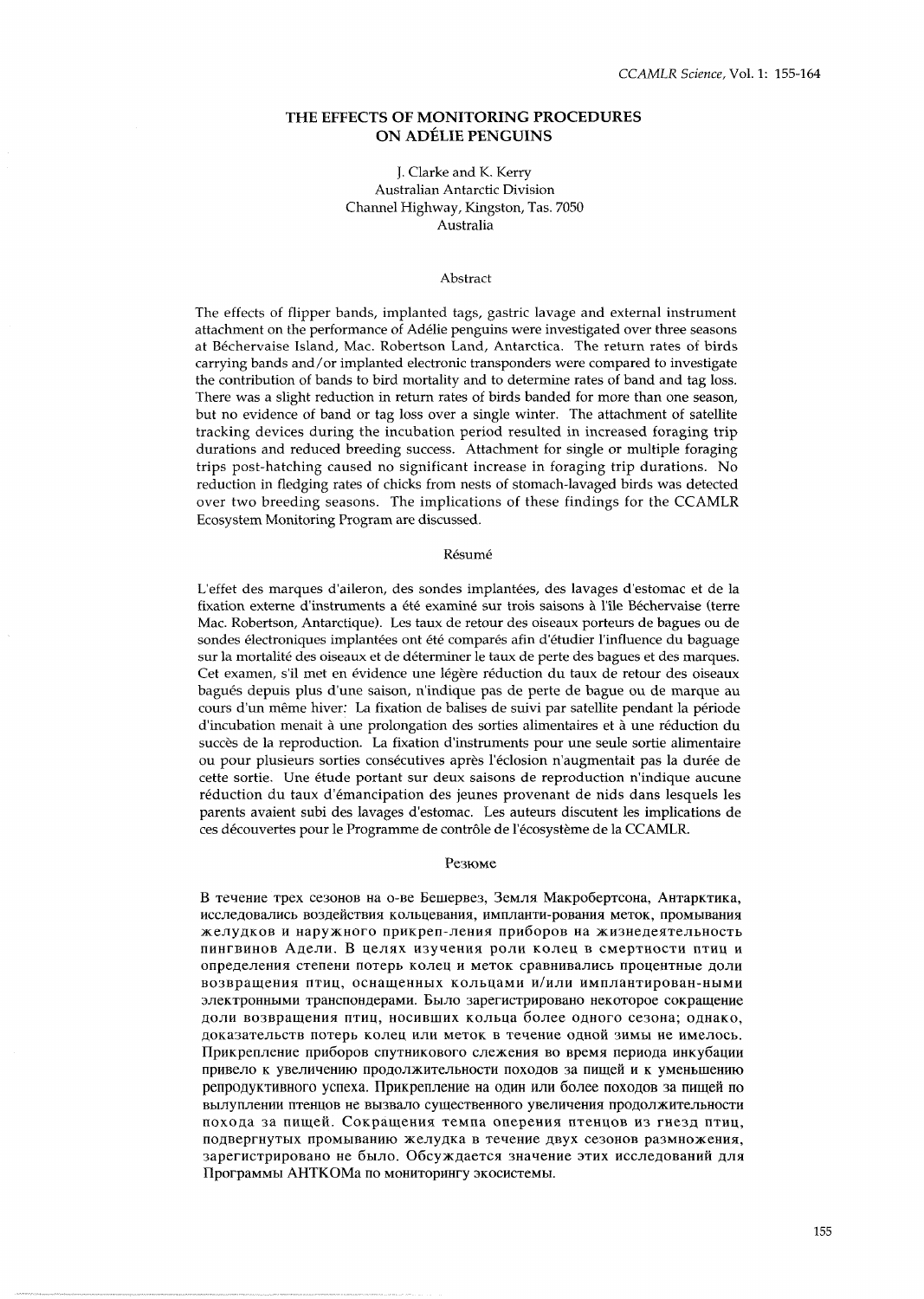# THE EFFECTS OF MONITORING PROCEDURES ON ADÉLIE PENGUINS

J. Clarke and K. Kerry  
Australian Antarctic Division  
Channel Highway, Kingston, Tas. 7050  
Australia

## Abstract

The effects of flipper bands, implanted tags, gastric lavage and external instrument attachment on the performance of Adélie penguins were investigated over three seasons at Béchervaise Island, Mac. Robertson Land, Antarctica. The return rates of birds carrying bands and/or implanted electronic transponders were compared to investigate the contribution of bands to bird mortality and to determine rates of band and tag loss. There was a slight reduction in return rates of birds banded for more than one season, but no evidence of band or tag loss over a single winter. The attachment of satellite tracking devices during the incubation period resulted in increased foraging trip durations and reduced breeding success. Attachment for single or multiple foraging trips post-hatching caused no significant increase in foraging trip durations. No reduction in fledging rates of chicks from nests of stomach-lavaged birds was detected over two breeding seasons. The implications of these findings for the CCAMLR Ecosystem Monitoring Program are discussed.

## Résumé

L'effet des marques d'aileron, des sondes implantées, des lavages d'estomac et de la fixation externe d'instruments a été examiné sur trois saisons à l'île Béchervaise (terre Mac. Robertson, Antarctique). Les taux de retour des oiseaux porteurs de bagues ou de sondes électroniques implantées ont été comparés afin d'étudier l'influence du baguage sur la mortalité des oiseaux et de déterminer le taux de perte des bagues et des marques. Cet examen, s'il met en évidence une légère réduction du taux de retour des oiseaux bagués depuis plus d'une saison, n'indique pas de perte de bague ou de marque au cours d'un même hiver: La fixation de balises de suivi par satellite pendant la période d'incubation menait à une prolongation des sorties alimentaires et à une réduction du succès de la reproduction. La fixation d'instruments pour une seule sortie alimentaire ou pour plusieurs sorties consécutives après l'éclosion n'augmentait pas la durée de cette sortie. Une étude portant sur deux saisons de reproduction n'indique aucune réduction du taux d'émancipation des jeunes provenant de nids dans lesquels les parents avaient subi des lavages d'estomac. Les auteurs discutent les implications de ces découvertes pour le Programme de contrôle de l'écosystème de la CCAMLR.

## Резюме

В течение трех сезонов на о-ве Бешервез, Земля Макробертсона, Антарктика, исследовались воздействия кольцевания, импланти-рования меток, промывания желудков и наружного прикреп-ления приборов на жизнедеятельность пингвинов Адели. В целях изучения роли колец в смертности птиц и определения степени потерь колец и меток сравнивались процентные доли возвращения птиц, оснащенных кольцами и/или имплантирован-ными электронными транспондерами. Было зарегистрировано некоторое сокращение доли возвращения птиц, носивших кольца более одного сезона; однако, доказательств потерь колец или меток в течение одной зимы не имелось. Прикрепление приборов спутникового слежения во время периода инкубации привело к увеличению продолжительности походов за пищей и к уменьшению репродуктивного успеха. Прикрепление на один или более походов за пищей по вылуплении птенцов не вызвало существенного увеличения продолжительности похода за пищей. Сокращения темпа оперения птенцов из гнезд птиц, подвергнутых промыванию желудка в течение двух сезонов размножения, зарегистрировано не было. Обсуждается значение этих исследований для Программы АНТКОМа по мониторингу экосистемы.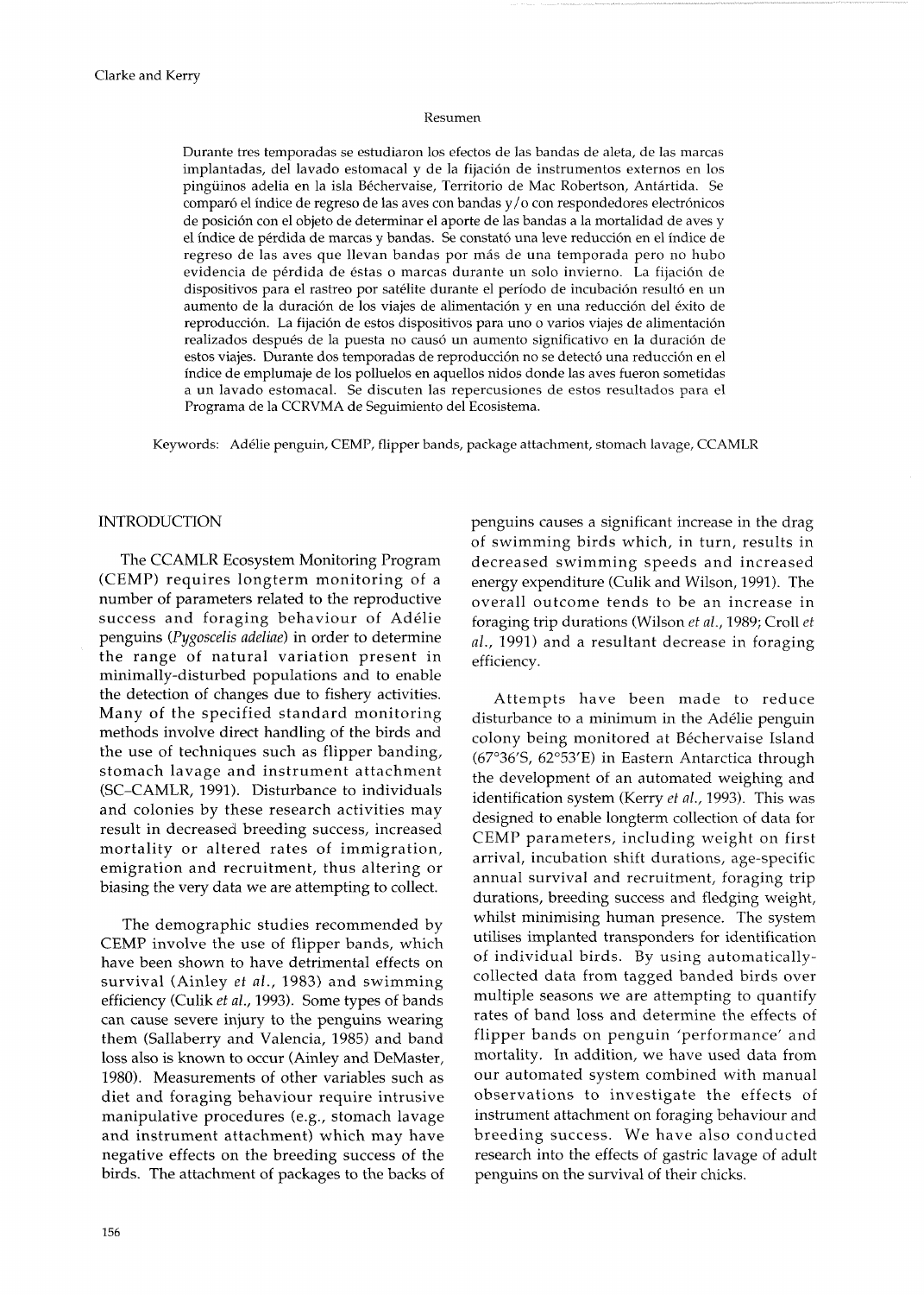## Resumen

Durante tres temporadas se estudiaron los efectos de las bandas de aleta, de las marcas implantadas, del lavado estomacal y de la fijación de instrumentos externos en los pingüinos adelia en la isla Béchervaise, Territorio de Mac Robertson, Antártida. Se comparó el índice de regreso de las aves con bandas y/o con respondedores electrónicos de posición con el objeto de determinar el aporte de las bandas a la mortalidad de aves y el índice de pérdida de marcas y bandas. Se constató una leve reducción en el índice de regreso de las aves que llevan bandas por más de una temporada pero no hubo evidencia de pérdida de éstas o marcas durante un solo invierno. La fijación de dispositivos para el rastreo por satélite durante el período de incubación resultó en un aumento de la duración de los viajes de alimentación y en una reducción del éxito de reproducción. La fijación de estos dispositivos para uno o varios viajes de alimentación realizados después de la puesta no causó un aumento significativo en la duración de estos viajes. Durante dos temporadas de reproducción no se detectó una reducción en el índice de emplumaje de los polluelos en aquellos nidos donde las aves fueron sometidas a un lavado estomacal. Se discuten las repercusiones de estos resultados para el Programa de la CCRVMA de Seguimiento del Ecosistema.

Keywords: Adélie penguin, CEMP, flipper bands, package attachment, stomach lavage, CCAMLR

## INTRODUCTION

The CCAMLR Ecosystem Monitoring Program (CEMP) requires longterm monitoring of a number of parameters related to the reproductive success and foraging behaviour of Adélie penguins (*Pygoscelis adeliae*) in order to determine the range of natural variation present in minimally-disturbed populations and to enable the detection of changes due to fishery activities. Many of the specified standard monitoring methods involve direct handling of the birds and the use of techniques such as flipper banding, stomach lavage and instrument attachment (SC-CAMLR, 1991). Disturbance to individuals and colonies by these research activities may result in decreased breeding success, increased mortality or altered rates of immigration, emigration and recruitment, thus altering or biasing the very data we are attempting to collect.

The demographic studies recommended by CEMP involve the use of flipper bands, which have been shown to have detrimental effects on survival (Ainley *et al.*, 1983) and swimming efficiency (Culik *et al.*, 1993). Some types of bands can cause severe injury to the penguins wearing them (Sallaberry and Valencia, 1985) and band loss also is known to occur (Ainley and DeMaster, 1980). Measurements of other variables such as diet and foraging behaviour require intrusive manipulative procedures (e.g., stomach lavage and instrument attachment) which may have negative effects on the breeding success of the birds. The attachment of packages to the backs of penguins causes a significant increase in the drag of swimming birds which, in turn, results in decreased swimming speeds and increased energy expenditure (Culik and Wilson, 1991). The overall outcome tends to be an increase in foraging trip durations (Wilson *et al.*, 1989; Croll *et al.*, 1991) and a resultant decrease in foraging efficiency.

Attempts have been made to reduce disturbance to a minimum in the Adélie penguin colony being monitored at Béchervaise Island (67°36'S, 62°53'E) in Eastern Antarctica through the development of an automated weighing and identification system (Kerry *et al.*, 1993). This was designed to enable longterm collection of data for CEMP parameters, including weight on first arrival, incubation shift durations, age-specific annual survival and recruitment, foraging trip durations, breeding success and fledging weight, whilst minimising human presence. The system utilises implanted transponders for identification of individual birds. By using automatically-collected data from tagged banded birds over multiple seasons we are attempting to quantify rates of band loss and determine the effects of flipper bands on penguin 'performance' and mortality. In addition, we have used data from our automated system combined with manual observations to investigate the effects of instrument attachment on foraging behaviour and breeding success. We have also conducted research into the effects of gastric lavage of adult penguins on the survival of their chicks.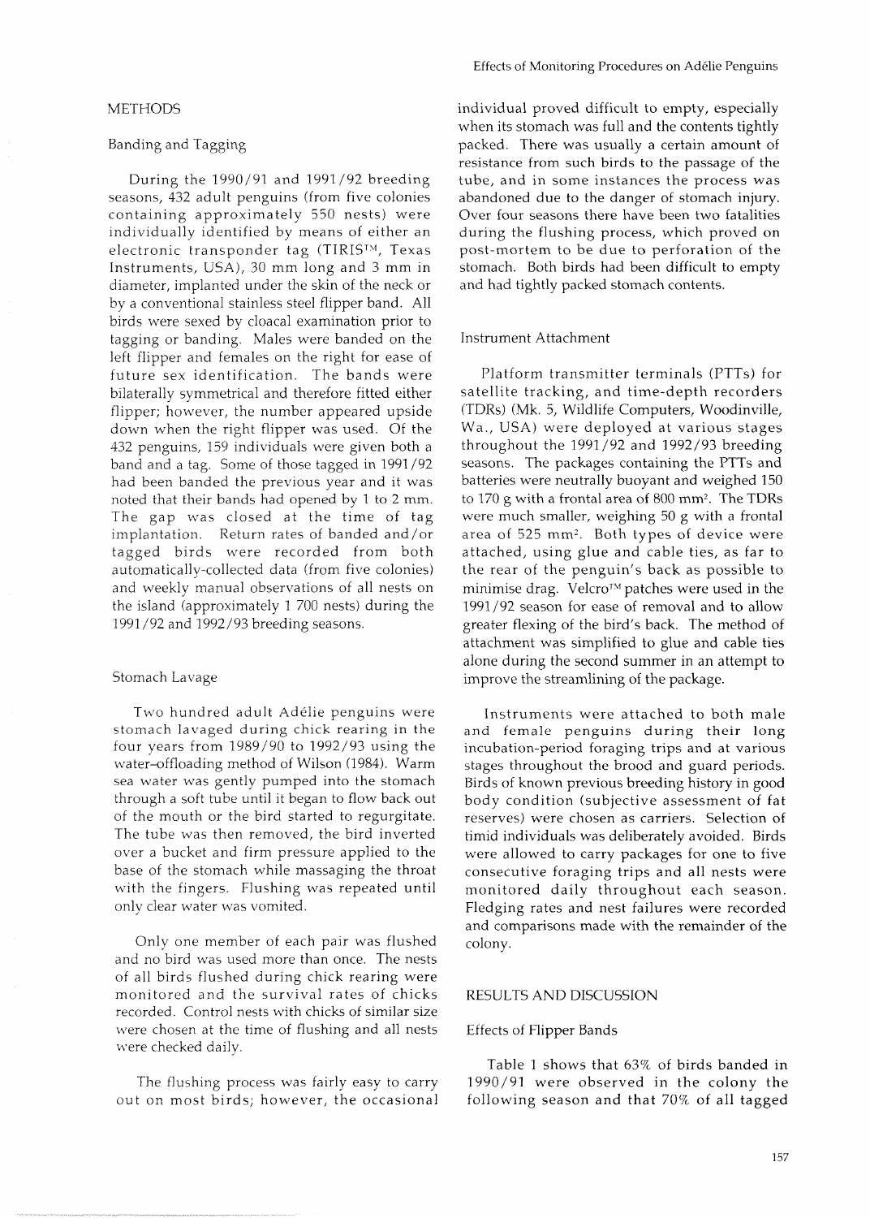## METHODS

### Banding and Tagging

During the 1990/91 and 1991/92 breeding seasons, 432 adult penguins (from five colonies containing approximately 550 nests) were individually identified by means of either an electronic transponder tag (TIRIS™, Texas Instruments, USA), 30 mm long and 3 mm in diameter, implanted under the skin of the neck or by a conventional stainless steel flipper band. All birds were sexed by cloacal examination prior to tagging or banding. Males were banded on the left flipper and females on the right for ease of future sex identification. The bands were bilaterally symmetrical and therefore fitted either flipper; however, the number appeared upside down when the right flipper was used. Of the 432 penguins, 159 individuals were given both a band and a tag. Some of those tagged in 1991/92 had been banded the previous year and it was noted that their bands had opened by 1 to 2 mm. The gap was closed at the time of tag implantation. Return rates of banded and/or tagged birds were recorded from both automatically-collected data (from five colonies) and weekly manual observations of all nests on the island (approximately 1 700 nests) during the 1991/92 and 1992/93 breeding seasons.

### Stomach Lavage

Two hundred adult Adélie penguins were stomach lavaged during chick rearing in the four years from 1989/90 to 1992/93 using the water–offloading method of Wilson (1984). Warm sea water was gently pumped into the stomach through a soft tube until it began to flow back out of the mouth or the bird started to regurgitate. The tube was then removed, the bird inverted over a bucket and firm pressure applied to the base of the stomach while massaging the throat with the fingers. Flushing was repeated until only clear water was vomited.

Only one member of each pair was flushed and no bird was used more than once. The nests of all birds flushed during chick rearing were monitored and the survival rates of chicks recorded. Control nests with chicks of similar size were chosen at the time of flushing and all nests were checked daily.

The flushing process was fairly easy to carry out on most birds; however, the occasional individual proved difficult to empty, especially when its stomach was full and the contents tightly packed. There was usually a certain amount of resistance from such birds to the passage of the tube, and in some instances the process was abandoned due to the danger of stomach injury. Over four seasons there have been two fatalities during the flushing process, which proved on post-mortem to be due to perforation of the stomach. Both birds had been difficult to empty and had tightly packed stomach contents.

### Instrument Attachment

Platform transmitter terminals (PTTs) for satellite tracking, and time-depth recorders (TDRs) (Mk. 5, Wildlife Computers, Woodinville, Wa., USA) were deployed at various stages throughout the 1991/92 and 1992/93 breeding seasons. The packages containing the PTTs and batteries were neutrally buoyant and weighed 150 to 170 g with a frontal area of 800 mm². The TDRs were much smaller, weighing 50 g with a frontal area of 525 mm². Both types of device were attached, using glue and cable ties, as far to the rear of the penguin's back as possible to minimise drag. Velcro™ patches were used in the 1991/92 season for ease of removal and to allow greater flexing of the bird's back. The method of attachment was simplified to glue and cable ties alone during the second summer in an attempt to improve the streamlining of the package.

Instruments were attached to both male and female penguins during their long incubation-period foraging trips and at various stages throughout the brood and guard periods. Birds of known previous breeding history in good body condition (subjective assessment of fat reserves) were chosen as carriers. Selection of timid individuals was deliberately avoided. Birds were allowed to carry packages for one to five consecutive foraging trips and all nests were monitored daily throughout each season. Fledging rates and nest failures were recorded and comparisons made with the remainder of the colony.

## RESULTS AND DISCUSSION

### Effects of Flipper Bands

Table 1 shows that 63% of birds banded in 1990/91 were observed in the colony the following season and that 70% of all tagged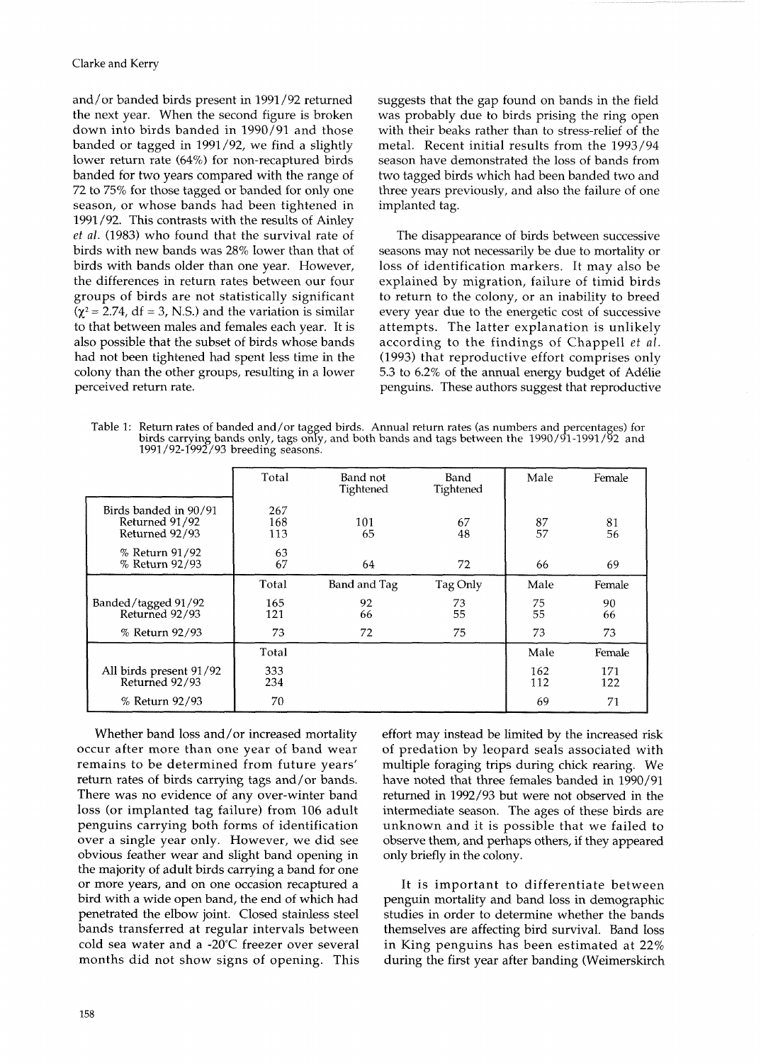and/or banded birds present in 1991/92 returned the next year. When the second figure is broken down into birds banded in 1990/91 and those banded or tagged in 1991/92, we find a slightly lower return rate (64%) for non-recaptured birds banded for two years compared with the range of 72 to 75% for those tagged or banded for only one season, or whose bands had been tightened in 1991/92. This contrasts with the results of Ainley *et al.* (1983) who found that the survival rate of birds with new bands was 28% lower than that of birds with bands older than one year. However, the differences in return rates between our four groups of birds are not statistically significant ($\chi^2 = 2.74$, df = 3, N.S.) and the variation is similar to that between males and females each year. It is also possible that the subset of birds whose bands had not been tightened had spent less time in the colony than the other groups, resulting in a lower perceived return rate.

Whether band loss and/or increased mortality occur after more than one year of band wear remains to be determined from future years' return rates of birds carrying tags and/or bands. There was no evidence of any over-winter band loss (or implanted tag failure) from 106 adult penguins carrying both forms of identification over a single year only. However, we did see obvious feather wear and slight band opening in the majority of adult birds carrying a band for one or more years, and on one occasion recaptured a bird with a wide open band, the end of which had penetrated the elbow joint. Closed stainless steel bands transferred at regular intervals between cold sea water and a -20°C freezer over several months did not show signs of opening. This suggests that the gap found on bands in the field was probably due to birds prising the ring open with their beaks rather than to stress-relief of the metal. Recent initial results from the 1993/94 season have demonstrated the loss of bands from two tagged birds which had been banded two and three years previously, and also the failure of one implanted tag.

The disappearance of birds between successive seasons may not necessarily be due to mortality or loss of identification markers. It may also be explained by migration, failure of timid birds to return to the colony, or an inability to breed every year due to the energetic cost of successive attempts. The latter explanation is unlikely according to the findings of Chappell *et al.* (1993) that reproductive effort comprises only 5.3 to 6.2% of the annual energy budget of Adélie penguins. These authors suggest that reproductive effort may instead be limited by the increased risk of predation by leopard seals associated with multiple foraging trips during chick rearing. We have noted that three females banded in 1990/91 returned in 1992/93 but were not observed in the intermediate season. The ages of these birds are unknown and it is possible that we failed to observe them, and perhaps others, if they appeared only briefly in the colony.

Table 1: Return rates of banded and/or tagged birds. Annual return rates (as numbers and percentages) for birds carrying bands only, tags only, and both bands and tags between the 1990/91-1991/92 and 1991/92-1992/93 breeding seasons.

| | Total | Band not Tightened | Band Tightened | Male | Female |
|---|---|---|---|---|---|
| Birds banded in 90/91 | 267 | | | | |
| Returned 91/92 | 168 | 101 | 67 | 87 | 81 |
| Returned 92/93 | 113 | 65 | 48 | 57 | 56 |
| % Return 91/92 | 63 | | | | |
| % Return 92/93 | 67 | 64 | 72 | 66 | 69 |
| | **Total** | **Band and Tag** | **Tag Only** | **Male** | **Female** |
| Banded/tagged 91/92 | 165 | 92 | 73 | 75 | 90 |
| Returned 92/93 | 121 | 66 | 55 | 55 | 66 |
| % Return 92/93 | 73 | 72 | 75 | 73 | 73 |
| | **Total** | | | **Male** | **Female** |
| All birds present 91/92 | 333 | | | 162 | 171 |
| Returned 92/93 | 234 | | | 112 | 122 |
| % Return 92/93 | 70 | | | 69 | 71 |

It is important to differentiate between penguin mortality and band loss in demographic studies in order to determine whether the bands themselves are affecting bird survival. Band loss in King penguins has been estimated at 22% during the first year after banding (Weimerskirch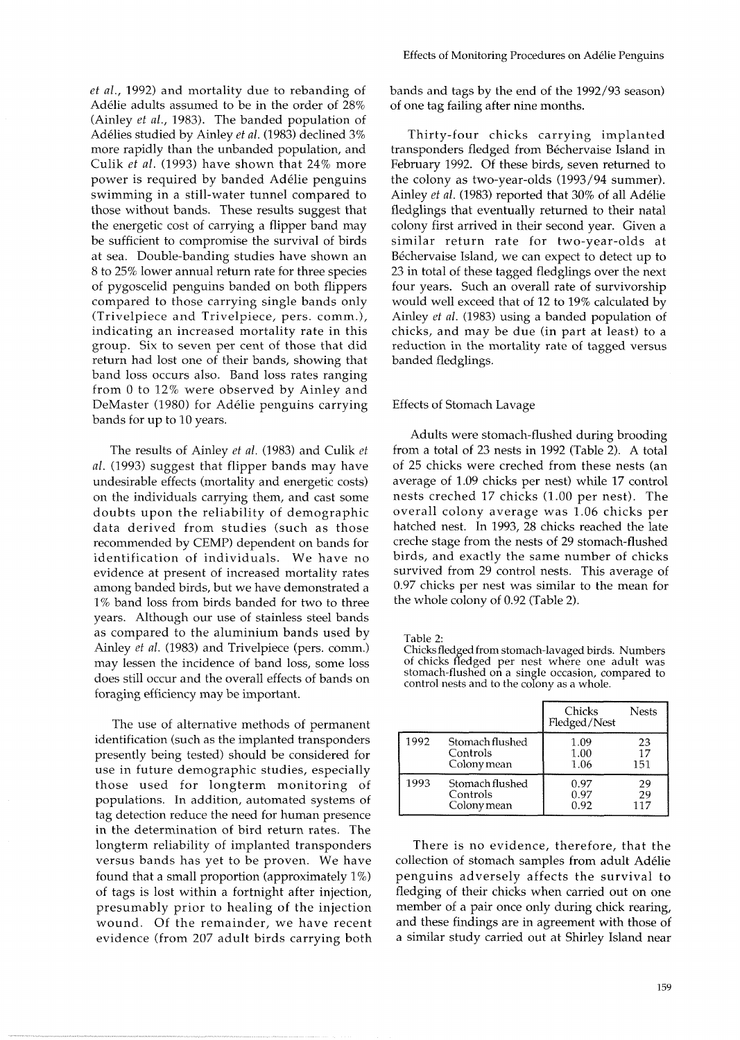*et al.*, 1992) and mortality due to rebanding of Adélie adults assumed to be in the order of 28% (Ainley *et al.*, 1983). The banded population of Adélies studied by Ainley *et al.* (1983) declined 3% more rapidly than the unbanded population, and Culik *et al.* (1993) have shown that 24% more power is required by banded Adélie penguins swimming in a still-water tunnel compared to those without bands. These results suggest that the energetic cost of carrying a flipper band may be sufficient to compromise the survival of birds at sea. Double-banding studies have shown an 8 to 25% lower annual return rate for three species of pygoscelid penguins banded on both flippers compared to those carrying single bands only (Trivelpiece and Trivelpiece, pers. comm.), indicating an increased mortality rate in this group. Six to seven per cent of those that did return had lost one of their bands, showing that band loss occurs also. Band loss rates ranging from 0 to 12% were observed by Ainley and DeMaster (1980) for Adélie penguins carrying bands for up to 10 years.

The results of Ainley *et al.* (1983) and Culik *et al.* (1993) suggest that flipper bands may have undesirable effects (mortality and energetic costs) on the individuals carrying them, and cast some doubts upon the reliability of demographic data derived from studies (such as those recommended by CEMP) dependent on bands for identification of individuals. We have no evidence at present of increased mortality rates among banded birds, but we have demonstrated a 1% band loss from birds banded for two to three years. Although our use of stainless steel bands as compared to the aluminium bands used by Ainley *et al.* (1983) and Trivelpiece (pers. comm.) may lessen the incidence of band loss, some loss does still occur and the overall effects of bands on foraging efficiency may be important.

The use of alternative methods of permanent identification (such as the implanted transponders presently being tested) should be considered for use in future demographic studies, especially those used for longterm monitoring of populations. In addition, automated systems of tag detection reduce the need for human presence in the determination of bird return rates. The longterm reliability of implanted transponders versus bands has yet to be proven. We have found that a small proportion (approximately 1%) of tags is lost within a fortnight after injection, presumably prior to healing of the injection wound. Of the remainder, we have recent evidence (from 207 adult birds carrying both bands and tags by the end of the 1992/93 season) of one tag failing after nine months.

Thirty-four chicks carrying implanted transponders fledged from Béchervaise Island in February 1992. Of these birds, seven returned to the colony as two-year-olds (1993/94 summer). Ainley *et al.* (1983) reported that 30% of all Adélie fledglings that eventually returned to their natal colony first arrived in their second year. Given a similar return rate for two-year-olds at Béchervaise Island, we can expect to detect up to 23 in total of these tagged fledglings over the next four years. Such an overall rate of survivorship would well exceed that of 12 to 19% calculated by Ainley *et al.* (1983) using a banded population of chicks, and may be due (in part at least) to a reduction in the mortality rate of tagged versus banded fledglings.

## Effects of Stomach Lavage

Adults were stomach-flushed during brooding from a total of 23 nests in 1992 (Table 2). A total of 25 chicks were creched from these nests (an average of 1.09 chicks per nest) while 17 control nests creched 17 chicks (1.00 per nest). The overall colony average was 1.06 chicks per hatched nest. In 1993, 28 chicks reached the late creche stage from the nests of 29 stomach-flushed birds, and exactly the same number of chicks survived from 29 control nests. This average of 0.97 chicks per nest was similar to the mean for the whole colony of 0.92 (Table 2).

Table 2:
Chicks fledged from stomach-lavaged birds. Numbers of chicks fledged per nest where one adult was stomach-flushed on a single occasion, compared to control nests and to the colony as a whole.

| | | Chicks Fledged/Nest | Nests |
|---|---|---|---|
| 1992 | Stomach flushed | 1.09 | 23 |
| | Controls | 1.00 | 17 |
| | Colony mean | 1.06 | 151 |
| 1993 | Stomach flushed | 0.97 | 29 |
| | Controls | 0.97 | 29 |
| | Colony mean | 0.92 | 117 |

There is no evidence, therefore, that the collection of stomach samples from adult Adélie penguins adversely affects the survival to fledging of their chicks when carried out on one member of a pair once only during chick rearing, and these findings are in agreement with those of a similar study carried out at Shirley Island near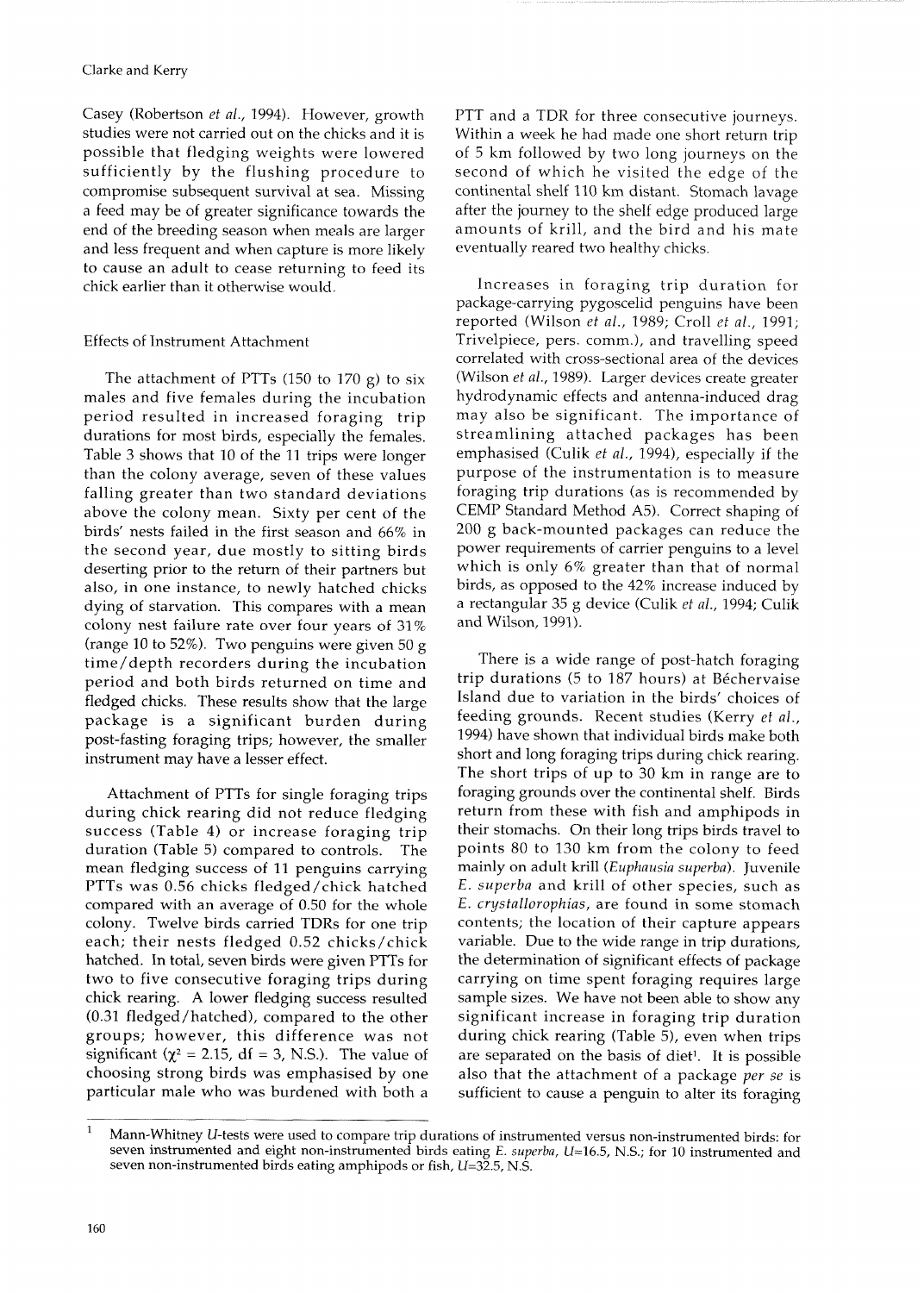Casey (Robertson *et al.*, 1994). However, growth studies were not carried out on the chicks and it is possible that fledging weights were lowered sufficiently by the flushing procedure to compromise subsequent survival at sea. Missing a feed may be of greater significance towards the end of the breeding season when meals are larger and less frequent and when capture is more likely to cause an adult to cease returning to feed its chick earlier than it otherwise would.

### Effects of Instrument Attachment

The attachment of PTTs (150 to 170 g) to six males and five females during the incubation period resulted in increased foraging trip durations for most birds, especially the females. Table 3 shows that 10 of the 11 trips were longer than the colony average, seven of these values falling greater than two standard deviations above the colony mean. Sixty per cent of the birds' nests failed in the first season and 66% in the second year, due mostly to sitting birds deserting prior to the return of their partners but also, in one instance, to newly hatched chicks dying of starvation. This compares with a mean colony nest failure rate over four years of 31% (range 10 to 52%). Two penguins were given 50 g time/depth recorders during the incubation period and both birds returned on time and fledged chicks. These results show that the large package is a significant burden during post-fasting foraging trips; however, the smaller instrument may have a lesser effect.

Attachment of PTTs for single foraging trips during chick rearing did not reduce fledging success (Table 4) or increase foraging trip duration (Table 5) compared to controls. The mean fledging success of 11 penguins carrying PTTs was 0.56 chicks fledged/chick hatched compared with an average of 0.50 for the whole colony. Twelve birds carried TDRs for one trip each; their nests fledged 0.52 chicks/chick hatched. In total, seven birds were given PTTs for two to five consecutive foraging trips during chick rearing. A lower fledging success resulted (0.31 fledged/hatched), compared to the other groups; however, this difference was not significant ($\chi^2 = 2.15$, df = 3, N.S.). The value of choosing strong birds was emphasised by one particular male who was burdened with both a PTT and a TDR for three consecutive journeys. Within a week he had made one short return trip of 5 km followed by two long journeys on the second of which he visited the edge of the continental shelf 110 km distant. Stomach lavage after the journey to the shelf edge produced large amounts of krill, and the bird and his mate eventually reared two healthy chicks.

Increases in foraging trip duration for package-carrying pygoscelid penguins have been reported (Wilson *et al.*, 1989; Croll *et al.*, 1991; Trivelpiece, pers. comm.), and travelling speed correlated with cross-sectional area of the devices (Wilson *et al.*, 1989). Larger devices create greater hydrodynamic effects and antenna-induced drag may also be significant. The importance of streamlining attached packages has been emphasised (Culik *et al.*, 1994), especially if the purpose of the instrumentation is to measure foraging trip durations (as is recommended by CEMP Standard Method A5). Correct shaping of 200 g back-mounted packages can reduce the power requirements of carrier penguins to a level which is only 6% greater than that of normal birds, as opposed to the 42% increase induced by a rectangular 35 g device (Culik *et al.*, 1994; Culik and Wilson, 1991).

There is a wide range of post-hatch foraging trip durations (5 to 187 hours) at Béchervaise Island due to variation in the birds' choices of feeding grounds. Recent studies (Kerry *et al.*, 1994) have shown that individual birds make both short and long foraging trips during chick rearing. The short trips of up to 30 km in range are to foraging grounds over the continental shelf. Birds return from these with fish and amphipods in their stomachs. On their long trips birds travel to points 80 to 130 km from the colony to feed mainly on adult krill (*Euphausia superba*). Juvenile *E. superba* and krill of other species, such as *E. crystallorophias*, are found in some stomach contents; the location of their capture appears variable. Due to the wide range in trip durations, the determination of significant effects of package carrying on time spent foraging requires large sample sizes. We have not been able to show any significant increase in foraging trip duration during chick rearing (Table 5), even when trips are separated on the basis of diet[1]. It is possible also that the attachment of a package *per se* is sufficient to cause a penguin to alter its foraging

---

[1] Mann-Whitney *U*-tests were used to compare trip durations of instrumented versus non-instrumented birds: for seven instrumented and eight non-instrumented birds eating *E. superba*, $U$=16.5, N.S.; for 10 instrumented and seven non-instrumented birds eating amphipods or fish, $U$=32.5, N.S.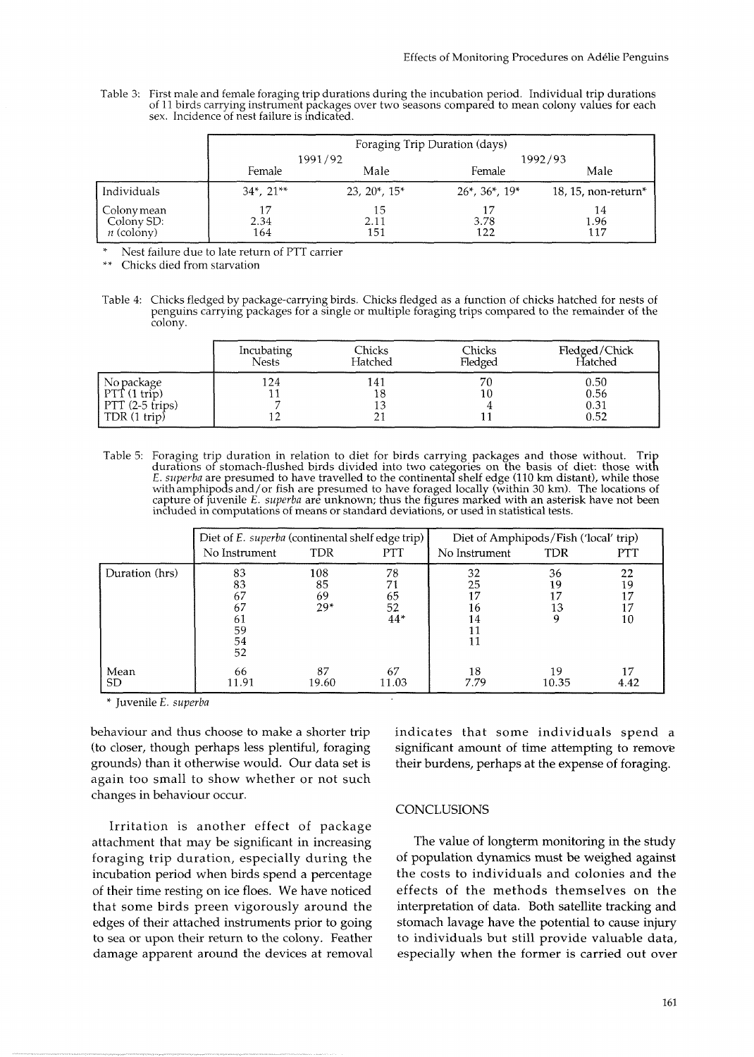Table 3: First male and female foraging trip durations during the incubation period. Individual trip durations of 11 birds carrying instrument packages over two seasons compared to mean colony values for each sex. Incidence of nest failure is indicated.

| | Foraging Trip Duration (days) | | | |
|---|---|---|---|---|
| | 1991/92 | | 1992/93 | |
| | Female | Male | Female | Male |
| Individuals | 34*, 21** | 23, 20*, 15* | 26*, 36*, 19* | 18, 15, non-return* |
| Colony mean | 17 | 15 | 17 | 14 |
| Colony SD: | 2.34 | 2.11 | 3.78 | 1.96 |
| $n$ (colony) | 164 | 151 | 122 | 117 |

\* Nest failure due to late return of PTT carrier

\*\* Chicks died from starvation

Table 4: Chicks fledged by package-carrying birds. Chicks fledged as a function of chicks hatched for nests of penguins carrying packages for a single or multiple foraging trips compared to the remainder of the colony.

| | Incubating Nests | Chicks Hatched | Chicks Fledged | Fledged/Chick Hatched |
|---|---|---|---|---|
| No package | 124 | 141 | 70 | 0.50 |
| PTT (1 trip) | 11 | 18 | 10 | 0.56 |
| PTT (2-5 trips) | 7 | 13 | 4 | 0.31 |
| TDR (1 trip) | 12 | 21 | 11 | 0.52 |

Table 5: Foraging trip duration in relation to diet for birds carrying packages and those without. Trip durations of stomach-flushed birds divided into two categories on the basis of diet: those with *E. superba* are presumed to have travelled to the continental shelf edge (110 km distant), while those with amphipods and/or fish are presumed to have foraged locally (within 30 km). The locations of capture of juvenile *E. superba* are unknown; thus the figures marked with an asterisk have not been included in computations of means or standard deviations, or used in statistical tests.

| | Diet of *E. superba* (continental shelf edge trip) | | | Diet of Amphipods/Fish ('local' trip) | | |
|---|---|---|---|---|---|---|
| | No Instrument | TDR | PTT | No Instrument | TDR | PTT |
| Duration (hrs) | 83 | 108 | 78 | 32 | 36 | 22 |
| | 83 | 85 | 71 | 25 | 19 | 19 |
| | 67 | 69 | 65 | 17 | 17 | 17 |
| | 67 | 29* | 52 | 16 | 13 | 17 |
| | 61 | | 44* | 14 | 9 | 10 |
| | 59 | | | 11 | | |
| | 54 | | | 11 | | |
| | 52 | | | | | |
| Mean | 66 | 87 | 67 | 18 | 19 | 17 |
| SD | 11.91 | 19.60 | 11.03 | 7.79 | 10.35 | 4.42 |

\* Juvenile *E. superba*

behaviour and thus choose to make a shorter trip (to closer, though perhaps less plentiful, foraging grounds) than it otherwise would. Our data set is again too small to show whether or not such changes in behaviour occur.

Irritation is another effect of package attachment that may be significant in increasing foraging trip duration, especially during the incubation period when birds spend a percentage of their time resting on ice floes. We have noticed that some birds preen vigorously around the edges of their attached instruments prior to going to sea or upon their return to the colony. Feather damage apparent around the devices at removal indicates that some individuals spend a significant amount of time attempting to remove their burdens, perhaps at the expense of foraging.

## CONCLUSIONS

The value of longterm monitoring in the study of population dynamics must be weighed against the costs to individuals and colonies and the effects of the methods themselves on the interpretation of data. Both satellite tracking and stomach lavage have the potential to cause injury to individuals but still provide valuable data, especially when the former is carried out over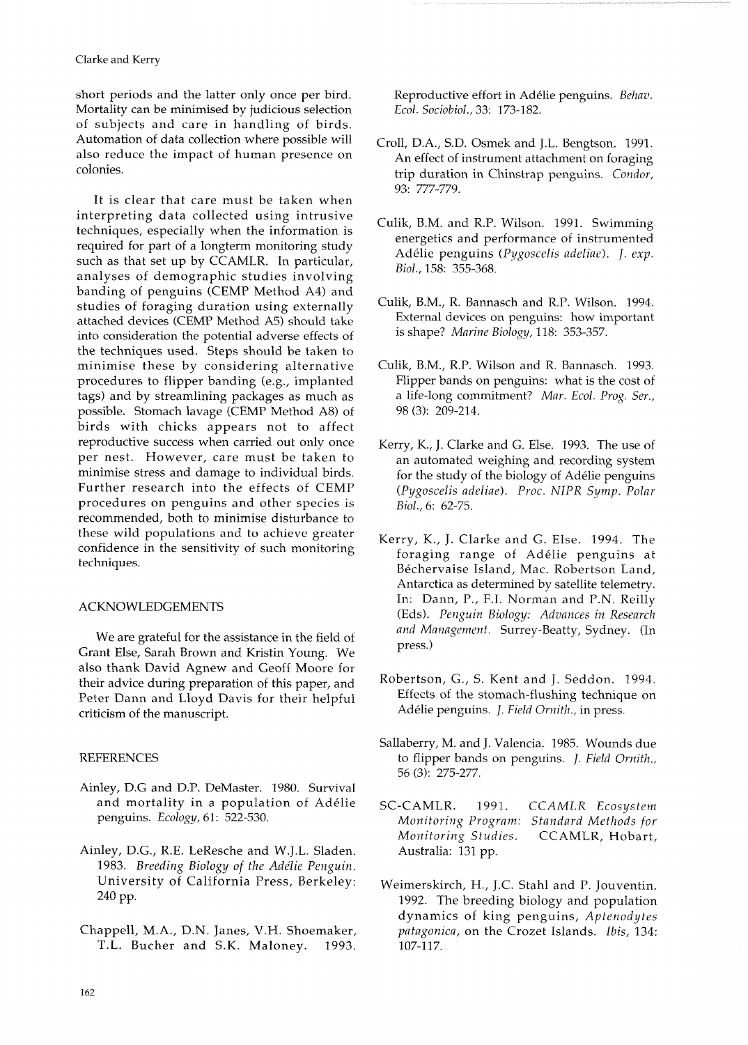short periods and the latter only once per bird. Mortality can be minimised by judicious selection of subjects and care in handling of birds. Automation of data collection where possible will also reduce the impact of human presence on colonies.

It is clear that care must be taken when interpreting data collected using intrusive techniques, especially when the information is required for part of a longterm monitoring study such as that set up by CCAMLR. In particular, analyses of demographic studies involving banding of penguins (CEMP Method A4) and studies of foraging duration using externally attached devices (CEMP Method A5) should take into consideration the potential adverse effects of the techniques used. Steps should be taken to minimise these by considering alternative procedures to flipper banding (e.g., implanted tags) and by streamlining packages as much as possible. Stomach lavage (CEMP Method A8) of birds with chicks appears not to affect reproductive success when carried out only once per nest. However, care must be taken to minimise stress and damage to individual birds. Further research into the effects of CEMP procedures on penguins and other species is recommended, both to minimise disturbance to these wild populations and to achieve greater confidence in the sensitivity of such monitoring techniques.

## ACKNOWLEDGEMENTS

We are grateful for the assistance in the field of Grant Else, Sarah Brown and Kristin Young. We also thank David Agnew and Geoff Moore for their advice during preparation of this paper, and Peter Dann and Lloyd Davis for their helpful criticism of the manuscript.

## REFERENCES

Ainley, D.G and D.P. DeMaster. 1980. Survival and mortality in a population of Adélie penguins. *Ecology*, 61: 522-530.

Ainley, D.G., R.E. LeResche and W.J.L. Sladen. 1983. *Breeding Biology of the Adélie Penguin*. University of California Press, Berkeley: 240 pp.

Chappell, M.A., D.N. Janes, V.H. Shoemaker, T.L. Bucher and S.K. Maloney. 1993. Reproductive effort in Adélie penguins. *Behav. Ecol. Sociobiol.*, 33: 173-182.

Croll, D.A., S.D. Osmek and J.L. Bengtson. 1991. An effect of instrument attachment on foraging trip duration in Chinstrap penguins. *Condor*, 93: 777-779.

Culik, B.M. and R.P. Wilson. 1991. Swimming energetics and performance of instrumented Adélie penguins (*Pygoscelis adeliae*). *J. exp. Biol.*, 158: 355-368.

Culik, B.M., R. Bannasch and R.P. Wilson. 1994. External devices on penguins: how important is shape? *Marine Biology*, 118: 353-357.

Culik, B.M., R.P. Wilson and R. Bannasch. 1993. Flipper bands on penguins: what is the cost of a life-long commitment? *Mar. Ecol. Prog. Ser.*, 98 (3): 209-214.

Kerry, K., J. Clarke and G. Else. 1993. The use of an automated weighing and recording system for the study of the biology of Adélie penguins (*Pygoscelis adeliae*). *Proc. NIPR Symp. Polar Biol.*, 6: 62-75.

Kerry, K., J. Clarke and G. Else. 1994. The foraging range of Adélie penguins at Béchervaise Island, Mac. Robertson Land, Antarctica as determined by satellite telemetry. In: Dann, P., F.I. Norman and P.N. Reilly (Eds). *Penguin Biology: Advances in Research and Management*. Surrey-Beatty, Sydney. (In press.)

Robertson, G., S. Kent and J. Seddon. 1994. Effects of the stomach-flushing technique on Adélie penguins. *J. Field Ornith.*, in press.

Sallaberry, M. and J. Valencia. 1985. Wounds due to flipper bands on penguins. *J. Field Ornith.*, 56 (3): 275-277.

SC-CAMLR. 1991. *CCAMLR Ecosystem Monitoring Program: Standard Methods for Monitoring Studies*. CCAMLR, Hobart, Australia: 131 pp.

Weimerskirch, H., J.C. Stahl and P. Jouventin. 1992. The breeding biology and population dynamics of king penguins, *Aptenodytes patagonica*, on the Crozet Islands. *Ibis*, 134: 107-117.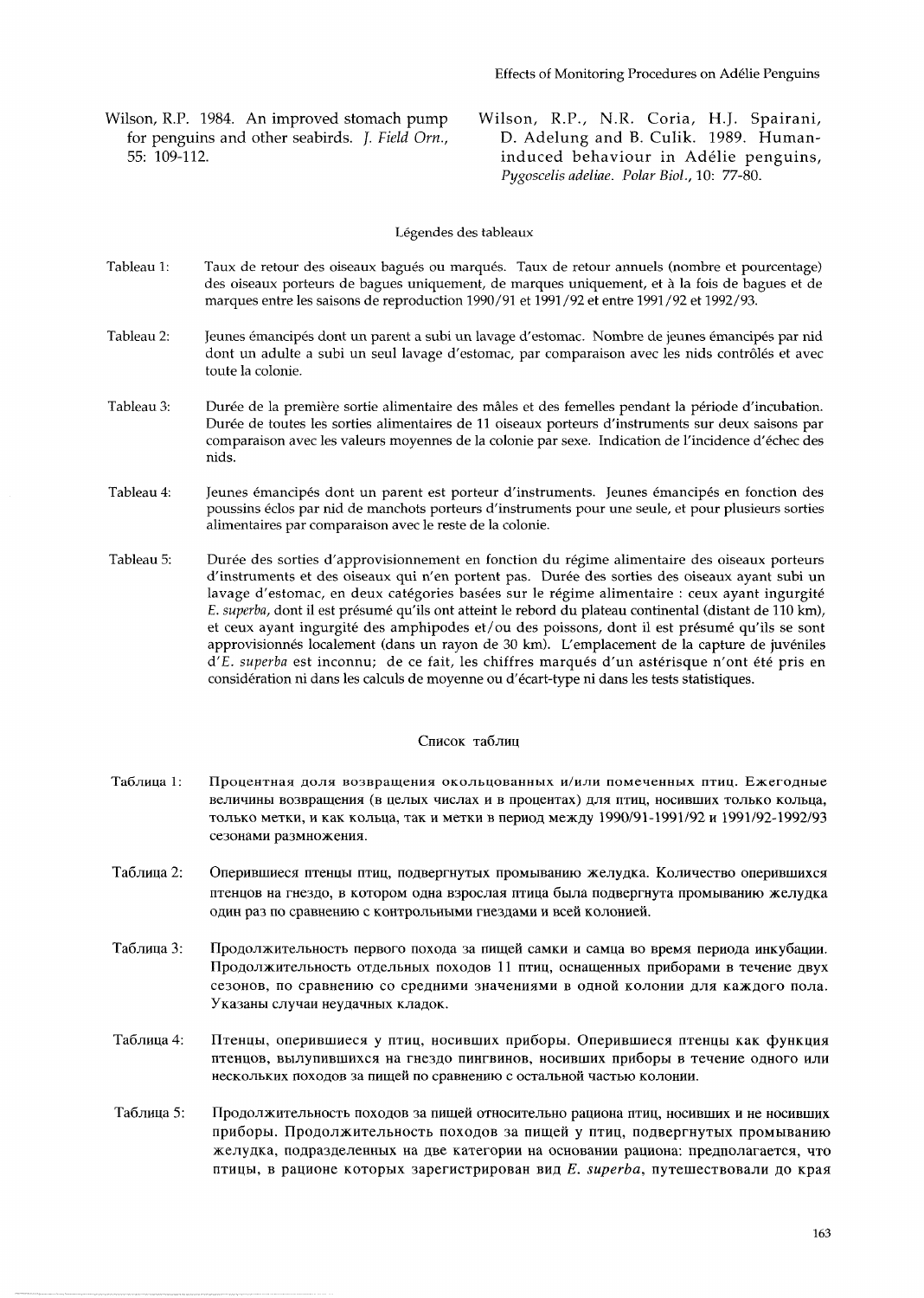Wilson, R.P. 1984. An improved stomach pump for penguins and other seabirds. *J. Field Orn.*, 55: 109-112.

Wilson, R.P., N.R. Coria, H.J. Spairani, D. Adelung and B. Culik. 1989. Human-induced behaviour in Adélie penguins, *Pygoscelis adeliae*. *Polar Biol.*, 10: 77-80.

### Légendes des tableaux

Tableau 1: Taux de retour des oiseaux bagués ou marqués. Taux de retour annuels (nombre et pourcentage) des oiseaux porteurs de bagues uniquement, de marques uniquement, et à la fois de bagues et de marques entre les saisons de reproduction 1990/91 et 1991/92 et entre 1991/92 et 1992/93.

Tableau 2: Jeunes émancipés dont un parent a subi un lavage d'estomac. Nombre de jeunes émancipés par nid dont un adulte a subi un seul lavage d'estomac, par comparaison avec les nids contrôlés et avec toute la colonie.

Tableau 3: Durée de la première sortie alimentaire des mâles et des femelles pendant la période d'incubation. Durée de toutes les sorties alimentaires de 11 oiseaux porteurs d'instruments sur deux saisons par comparaison avec les valeurs moyennes de la colonie par sexe. Indication de l'incidence d'échec des nids.

Tableau 4: Jeunes émancipés dont un parent est porteur d'instruments. Jeunes émancipés en fonction des poussins éclos par nid de manchots porteurs d'instruments pour une seule, et pour plusieurs sorties alimentaires par comparaison avec le reste de la colonie.

Tableau 5: Durée des sorties d'approvisionnement en fonction du régime alimentaire des oiseaux porteurs d'instruments et des oiseaux qui n'en portent pas. Durée des sorties des oiseaux ayant subi un lavage d'estomac, en deux catégories basées sur le régime alimentaire : ceux ayant ingurgité *E. superba*, dont il est présumé qu'ils ont atteint le rebord du plateau continental (distant de 110 km), et ceux ayant ingurgité des amphipodes et/ou des poissons, dont il est présumé qu'ils se sont approvisionnés localement (dans un rayon de 30 km). L'emplacement de la capture de juvéniles d'*E. superba* est inconnu; de ce fait, les chiffres marqués d'un astérisque n'ont été pris en considération ni dans les calculs de moyenne ou d'écart-type ni dans les tests statistiques.

### Список таблиц

Таблица 1: Процентная доля возвращения окольцованных и/или помеченных птиц. Ежегодные величины возвращения (в целых числах и в процентах) для птиц, носивших только кольца, только метки, и как кольца, так и метки в период между 1990/91-1991/92 и 1991/92-1992/93 сезонами размножения.

Таблица 2: Оперившиеся птенцы птиц, подвергнутых промыванию желудка. Количество оперившихся птенцов на гнездо, в котором одна взрослая птица была подвергнута промыванию желудка один раз по сравнению с контрольными гнездами и всей колонией.

Таблица 3: Продолжительность первого похода за пищей самки и самца во время периода инкубации. Продолжительность отдельных походов 11 птиц, оснащенных приборами в течение двух сезонов, по сравнению со средними значениями в одной колонии для каждого пола. Указаны случаи неудачных кладок.

Таблица 4: Птенцы, оперившиеся у птиц, носивших приборы. Оперившиеся птенцы как функция птенцов, вылупившихся на гнездо пингвинов, носивших приборы в течение одного или нескольких походов за пищей по сравнению с остальной частью колонии.

Таблица 5: Продолжительность походов за пищей относительно рациона птиц, носивших и не носивших приборы. Продолжительность походов за пищей у птиц, подвергнутых промыванию желудка, подразделенных на две категории на основании рациона: предполагается, что птицы, в рационе которых зарегистрирован вид *E. superba*, путешествовали до края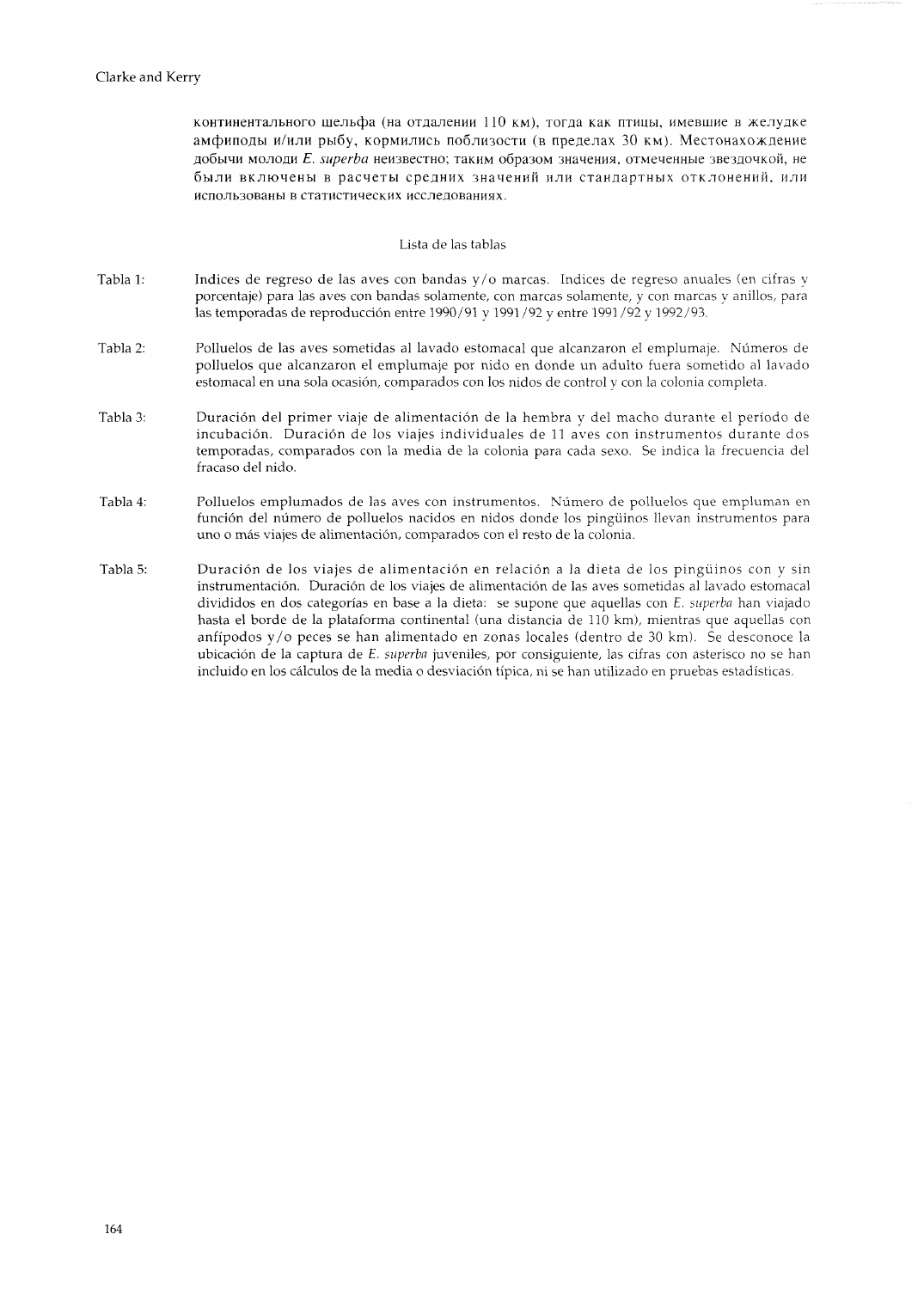континентального шельфа (на отдалении 110 км), тогда как птицы, имевшие в желудке амфиподы и/или рыбу, кормились поблизости (в пределах 30 км). Местонахождение добычи молоди *E. superba* неизвестно; таким образом значения, отмеченные звездочкой, не были включены в расчеты средних значений или стандартных отклонений, или использованы в статистических исследованиях.

## Lista de las tablas

Tabla 1: Indices de regreso de las aves con bandas y/o marcas. Indices de regreso anuales (en cifras y porcentaje) para las aves con bandas solamente, con marcas solamente, y con marcas y anillos, para las temporadas de reproducción entre 1990/91 y 1991/92 y entre 1991/92 y 1992/93.

Tabla 2: Polluelos de las aves sometidas al lavado estomacal que alcanzaron el emplumaje. Números de polluelos que alcanzaron el emplumaje por nido en donde un adulto fuera sometido al lavado estomacal en una sola ocasión, comparados con los nidos de control y con la colonia completa.

Tabla 3: Duración del primer viaje de alimentación de la hembra y del macho durante el período de incubación. Duración de los viajes individuales de 11 aves con instrumentos durante dos temporadas, comparados con la media de la colonia para cada sexo. Se indica la frecuencia del fracaso del nido.

Tabla 4: Polluelos emplumados de las aves con instrumentos. Número de polluelos que empluman en función del número de polluelos nacidos en nidos donde los pingüinos llevan instrumentos para uno o más viajes de alimentación, comparados con el resto de la colonia.

Tabla 5: Duración de los viajes de alimentación en relación a la dieta de los pingüinos con y sin instrumentación. Duración de los viajes de alimentación de las aves sometidas al lavado estomacal divididos en dos categorías en base a la dieta: se supone que aquellas con *E. superba* han viajado hasta el borde de la plataforma continental (una distancia de 110 km), mientras que aquellas con anfípodos y/o peces se han alimentado en zonas locales (dentro de 30 km). Se desconoce la ubicación de la captura de *E. superba* juveniles, por consiguiente, las cifras con asterisco no se han incluido en los cálculos de la media o desviación típica, ni se han utilizado en pruebas estadísticas.